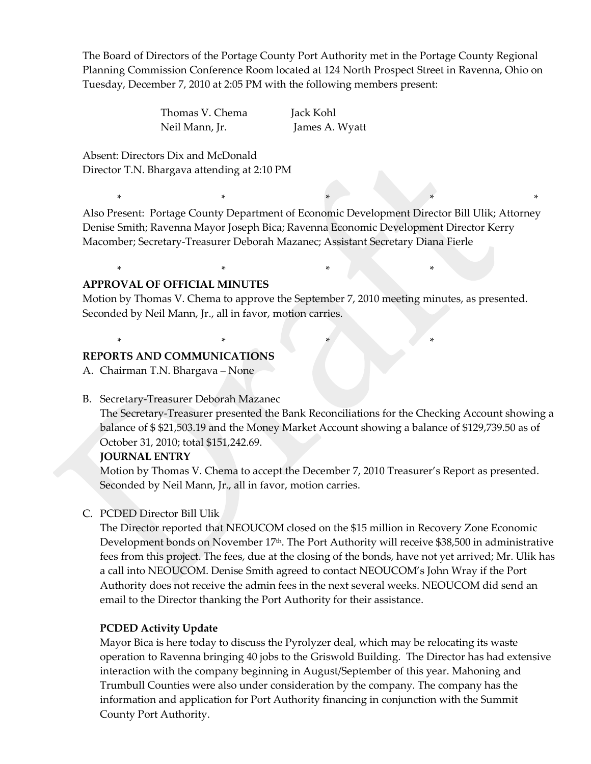The Board of Directors of the Portage County Port Authority met in the Portage County Regional Planning Commission Conference Room located at 124 North Prospect Street in Ravenna, Ohio on Tuesday, December 7, 2010 at 2:05 PM with the following members present:

| | |
|---|---|
| Thomas V. Chema | Jack Kohl |
| Neil Mann, Jr. | James A. Wyatt |

Absent: Directors Dix and McDonald
Director T.N. Bhargava attending at 2:10 PM

\* \* \* \* \*

Also Present: Portage County Department of Economic Development Director Bill Ulik; Attorney Denise Smith; Ravenna Mayor Joseph Bica; Ravenna Economic Development Director Kerry Macomber; Secretary-Treasurer Deborah Mazanec; Assistant Secretary Diana Fierle

\* \* \* \*

**APPROVAL OF OFFICIAL MINUTES**

Motion by Thomas V. Chema to approve the September 7, 2010 meeting minutes, as presented. Seconded by Neil Mann, Jr., all in favor, motion carries.

\* \* \* \*

**REPORTS AND COMMUNICATIONS**

A. Chairman T.N. Bhargava – None

B. Secretary-Treasurer Deborah Mazanec

   The Secretary-Treasurer presented the Bank Reconciliations for the Checking Account showing a balance of $ $21,503.19 and the Money Market Account showing a balance of $129,739.50 as of October 31, 2010; total $151,242.69.

   **JOURNAL ENTRY**

   Motion by Thomas V. Chema to accept the December 7, 2010 Treasurer's Report as presented. Seconded by Neil Mann, Jr., all in favor, motion carries.

C. PCDED Director Bill Ulik

   The Director reported that NEOUCOM closed on the $15 million in Recovery Zone Economic Development bonds on November 17th. The Port Authority will receive $38,500 in administrative fees from this project. The fees, due at the closing of the bonds, have not yet arrived; Mr. Ulik has a call into NEOUCOM. Denise Smith agreed to contact NEOUCOM's John Wray if the Port Authority does not receive the admin fees in the next several weeks. NEOUCOM did send an email to the Director thanking the Port Authority for their assistance.

   **PCDED Activity Update**

   Mayor Bica is here today to discuss the Pyrolyzer deal, which may be relocating its waste operation to Ravenna bringing 40 jobs to the Griswold Building. The Director has had extensive interaction with the company beginning in August/September of this year. Mahoning and Trumbull Counties were also under consideration by the company. The company has the information and application for Port Authority financing in conjunction with the Summit County Port Authority.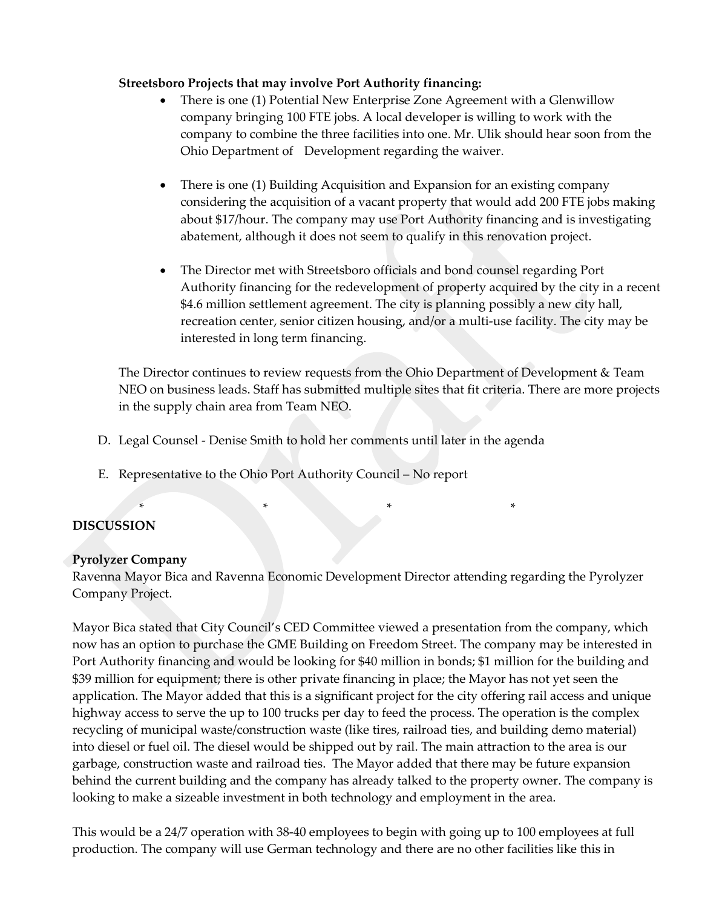**Streetsboro Projects that may involve Port Authority financing:**

- There is one (1) Potential New Enterprise Zone Agreement with a Glenwillow company bringing 100 FTE jobs. A local developer is willing to work with the company to combine the three facilities into one. Mr. Ulik should hear soon from the Ohio Department of Development regarding the waiver.

- There is one (1) Building Acquisition and Expansion for an existing company considering the acquisition of a vacant property that would add 200 FTE jobs making about $17/hour. The company may use Port Authority financing and is investigating abatement, although it does not seem to qualify in this renovation project.

- The Director met with Streetsboro officials and bond counsel regarding Port Authority financing for the redevelopment of property acquired by the city in a recent $4.6 million settlement agreement. The city is planning possibly a new city hall, recreation center, senior citizen housing, and/or a multi-use facility. The city may be interested in long term financing.

The Director continues to review requests from the Ohio Department of Development & Team NEO on business leads. Staff has submitted multiple sites that fit criteria. There are more projects in the supply chain area from Team NEO.

D. Legal Counsel - Denise Smith to hold her comments until later in the agenda

E. Representative to the Ohio Port Authority Council – No report

\* \* \* \*

**DISCUSSION**

**Pyrolyzer Company**

Ravenna Mayor Bica and Ravenna Economic Development Director attending regarding the Pyrolyzer Company Project.

Mayor Bica stated that City Council's CED Committee viewed a presentation from the company, which now has an option to purchase the GME Building on Freedom Street. The company may be interested in Port Authority financing and would be looking for $40 million in bonds; $1 million for the building and $39 million for equipment; there is other private financing in place; the Mayor has not yet seen the application. The Mayor added that this is a significant project for the city offering rail access and unique highway access to serve the up to 100 trucks per day to feed the process. The operation is the complex recycling of municipal waste/construction waste (like tires, railroad ties, and building demo material) into diesel or fuel oil. The diesel would be shipped out by rail. The main attraction to the area is our garbage, construction waste and railroad ties. The Mayor added that there may be future expansion behind the current building and the company has already talked to the property owner. The company is looking to make a sizeable investment in both technology and employment in the area.

This would be a 24/7 operation with 38-40 employees to begin with going up to 100 employees at full production. The company will use German technology and there are no other facilities like this in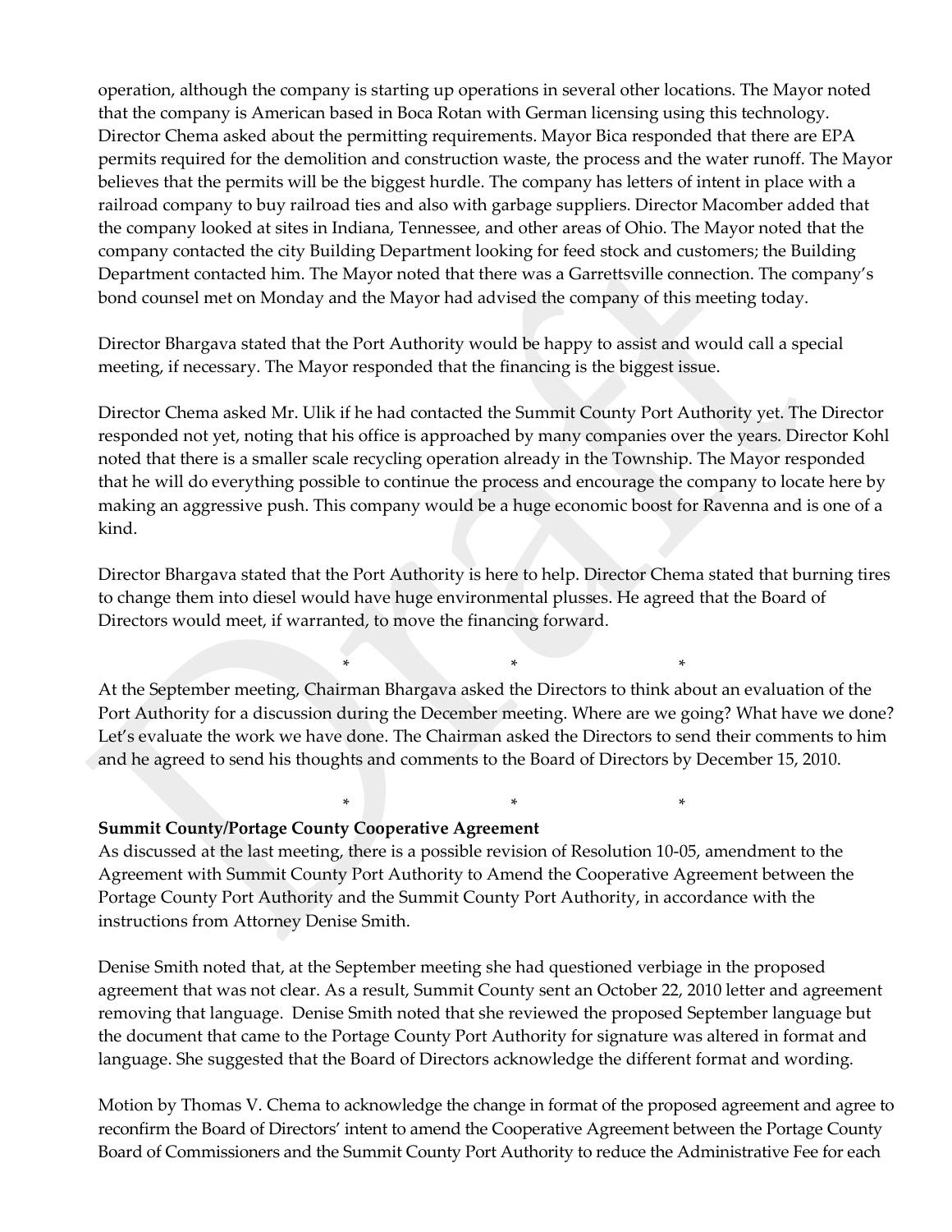operation, although the company is starting up operations in several other locations. The Mayor noted that the company is American based in Boca Rotan with German licensing using this technology. Director Chema asked about the permitting requirements. Mayor Bica responded that there are EPA permits required for the demolition and construction waste, the process and the water runoff. The Mayor believes that the permits will be the biggest hurdle. The company has letters of intent in place with a railroad company to buy railroad ties and also with garbage suppliers. Director Macomber added that the company looked at sites in Indiana, Tennessee, and other areas of Ohio. The Mayor noted that the company contacted the city Building Department looking for feed stock and customers; the Building Department contacted him. The Mayor noted that there was a Garrettsville connection. The company's bond counsel met on Monday and the Mayor had advised the company of this meeting today.

Director Bhargava stated that the Port Authority would be happy to assist and would call a special meeting, if necessary. The Mayor responded that the financing is the biggest issue.

Director Chema asked Mr. Ulik if he had contacted the Summit County Port Authority yet. The Director responded not yet, noting that his office is approached by many companies over the years. Director Kohl noted that there is a smaller scale recycling operation already in the Township. The Mayor responded that he will do everything possible to continue the process and encourage the company to locate here by making an aggressive push. This company would be a huge economic boost for Ravenna and is one of a kind.

Director Bhargava stated that the Port Authority is here to help. Director Chema stated that burning tires to change them into diesel would have huge environmental plusses. He agreed that the Board of Directors would meet, if warranted, to move the financing forward.

\* \* \*

At the September meeting, Chairman Bhargava asked the Directors to think about an evaluation of the Port Authority for a discussion during the December meeting. Where are we going? What have we done? Let's evaluate the work we have done. The Chairman asked the Directors to send their comments to him and he agreed to send his thoughts and comments to the Board of Directors by December 15, 2010.

\* \* \*

**Summit County/Portage County Cooperative Agreement**

As discussed at the last meeting, there is a possible revision of Resolution 10-05, amendment to the Agreement with Summit County Port Authority to Amend the Cooperative Agreement between the Portage County Port Authority and the Summit County Port Authority, in accordance with the instructions from Attorney Denise Smith.

Denise Smith noted that, at the September meeting she had questioned verbiage in the proposed agreement that was not clear. As a result, Summit County sent an October 22, 2010 letter and agreement removing that language. Denise Smith noted that she reviewed the proposed September language but the document that came to the Portage County Port Authority for signature was altered in format and language. She suggested that the Board of Directors acknowledge the different format and wording.

Motion by Thomas V. Chema to acknowledge the change in format of the proposed agreement and agree to reconfirm the Board of Directors' intent to amend the Cooperative Agreement between the Portage County Board of Commissioners and the Summit County Port Authority to reduce the Administrative Fee for each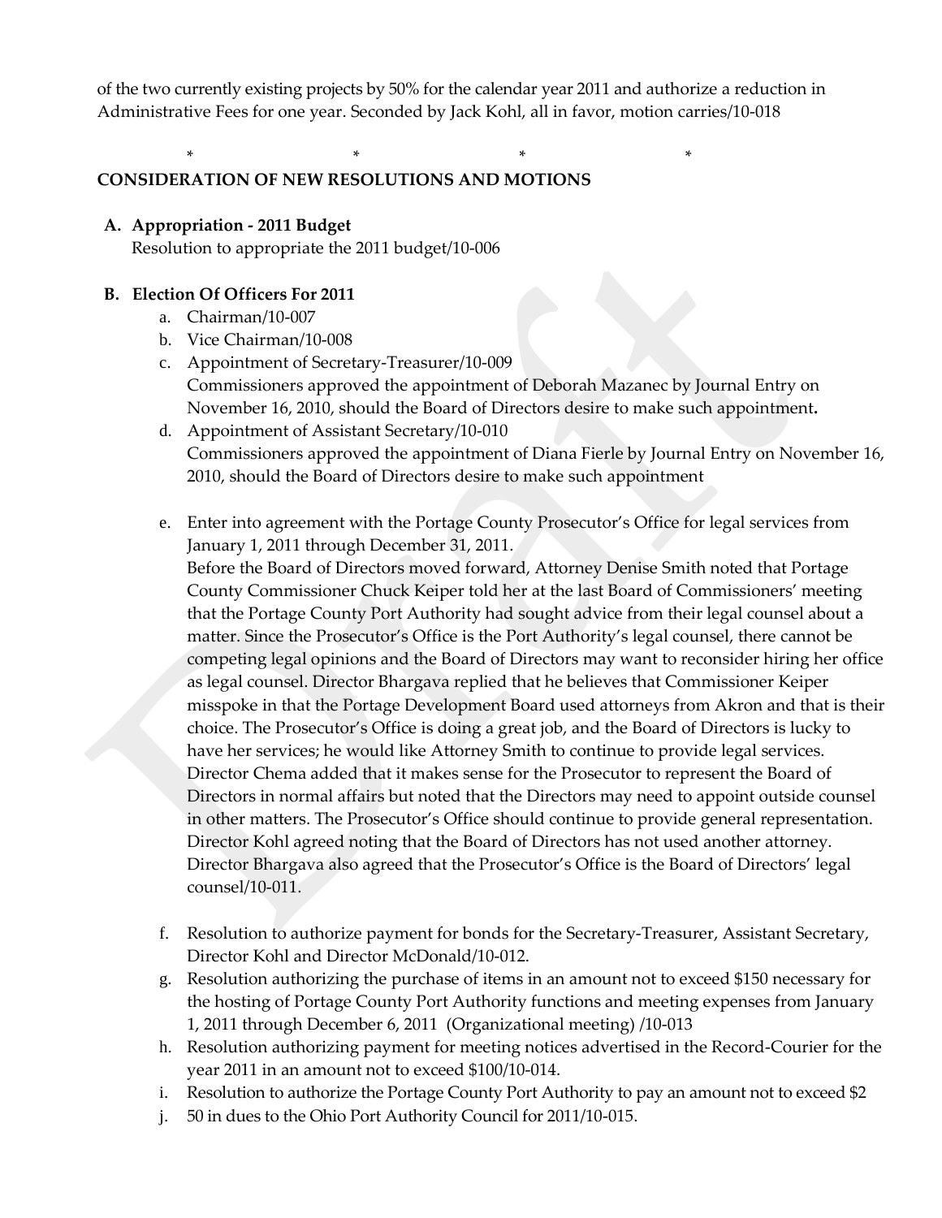of the two currently existing projects by 50% for the calendar year 2011 and authorize a reduction in Administrative Fees for one year. Seconded by Jack Kohl, all in favor, motion carries/10-018

\* \* \* \*

**CONSIDERATION OF NEW RESOLUTIONS AND MOTIONS**

**A. Appropriation - 2011 Budget**
Resolution to appropriate the 2011 budget/10-006

**B. Election Of Officers For 2011**

a. Chairman/10-007
b. Vice Chairman/10-008
c. Appointment of Secretary-Treasurer/10-009
Commissioners approved the appointment of Deborah Mazanec by Journal Entry on November 16, 2010, should the Board of Directors desire to make such appointment**.**
d. Appointment of Assistant Secretary/10-010
Commissioners approved the appointment of Diana Fierle by Journal Entry on November 16, 2010, should the Board of Directors desire to make such appointment

e. Enter into agreement with the Portage County Prosecutor's Office for legal services from January 1, 2011 through December 31, 2011.
Before the Board of Directors moved forward, Attorney Denise Smith noted that Portage County Commissioner Chuck Keiper told her at the last Board of Commissioners' meeting that the Portage County Port Authority had sought advice from their legal counsel about a matter. Since the Prosecutor's Office is the Port Authority's legal counsel, there cannot be competing legal opinions and the Board of Directors may want to reconsider hiring her office as legal counsel. Director Bhargava replied that he believes that Commissioner Keiper misspoke in that the Portage Development Board used attorneys from Akron and that is their choice. The Prosecutor's Office is doing a great job, and the Board of Directors is lucky to have her services; he would like Attorney Smith to continue to provide legal services. Director Chema added that it makes sense for the Prosecutor to represent the Board of Directors in normal affairs but noted that the Directors may need to appoint outside counsel in other matters. The Prosecutor's Office should continue to provide general representation. Director Kohl agreed noting that the Board of Directors has not used another attorney. Director Bhargava also agreed that the Prosecutor's Office is the Board of Directors' legal counsel/10-011.

f. Resolution to authorize payment for bonds for the Secretary-Treasurer, Assistant Secretary, Director Kohl and Director McDonald/10-012.
g. Resolution authorizing the purchase of items in an amount not to exceed \$150 necessary for the hosting of Portage County Port Authority functions and meeting expenses from January 1, 2011 through December 6, 2011 (Organizational meeting) /10-013
h. Resolution authorizing payment for meeting notices advertised in the Record-Courier for the year 2011 in an amount not to exceed \$100/10-014.
i. Resolution to authorize the Portage County Port Authority to pay an amount not to exceed \$2
j. 50 in dues to the Ohio Port Authority Council for 2011/10-015.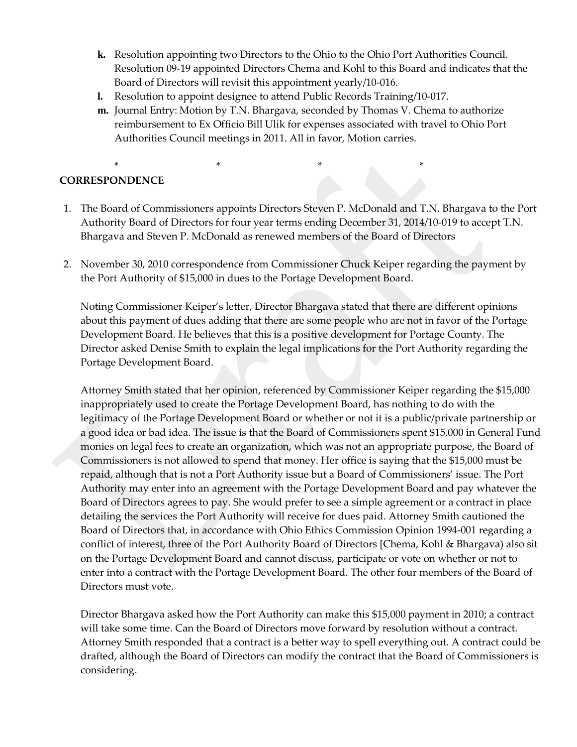- **k.** Resolution appointing two Directors to the Ohio to the Ohio Port Authorities Council. Resolution 09-19 appointed Directors Chema and Kohl to this Board and indicates that the Board of Directors will revisit this appointment yearly/10-016.
- **l.** Resolution to appoint designee to attend Public Records Training/10-017.
- **m.** Journal Entry: Motion by T.N. Bhargava, seconded by Thomas V. Chema to authorize reimbursement to Ex Officio Bill Ulik for expenses associated with travel to Ohio Port Authorities Council meetings in 2011. All in favor, Motion carries.

\* \* \* \*

**CORRESPONDENCE**

1. The Board of Commissioners appoints Directors Steven P. McDonald and T.N. Bhargava to the Port Authority Board of Directors for four year terms ending December 31, 2014/10-019 to accept T.N. Bhargava and Steven P. McDonald as renewed members of the Board of Directors

2. November 30, 2010 correspondence from Commissioner Chuck Keiper regarding the payment by the Port Authority of $15,000 in dues to the Portage Development Board.

   Noting Commissioner Keiper's letter, Director Bhargava stated that there are different opinions about this payment of dues adding that there are some people who are not in favor of the Portage Development Board. He believes that this is a positive development for Portage County. The Director asked Denise Smith to explain the legal implications for the Port Authority regarding the Portage Development Board.

   Attorney Smith stated that her opinion, referenced by Commissioner Keiper regarding the $15,000 inappropriately used to create the Portage Development Board, has nothing to do with the legitimacy of the Portage Development Board or whether or not it is a public/private partnership or a good idea or bad idea. The issue is that the Board of Commissioners spent $15,000 in General Fund monies on legal fees to create an organization, which was not an appropriate purpose, the Board of Commissioners is not allowed to spend that money. Her office is saying that the $15,000 must be repaid, although that is not a Port Authority issue but a Board of Commissioners' issue. The Port Authority may enter into an agreement with the Portage Development Board and pay whatever the Board of Directors agrees to pay. She would prefer to see a simple agreement or a contract in place detailing the services the Port Authority will receive for dues paid. Attorney Smith cautioned the Board of Directors that, in accordance with Ohio Ethics Commission Opinion 1994-001 regarding a conflict of interest, three of the Port Authority Board of Directors [Chema, Kohl & Bhargava) also sit on the Portage Development Board and cannot discuss, participate or vote on whether or not to enter into a contract with the Portage Development Board. The other four members of the Board of Directors must vote.

   Director Bhargava asked how the Port Authority can make this $15,000 payment in 2010; a contract will take some time. Can the Board of Directors move forward by resolution without a contract. Attorney Smith responded that a contract is a better way to spell everything out. A contract could be drafted, although the Board of Directors can modify the contract that the Board of Commissioners is considering.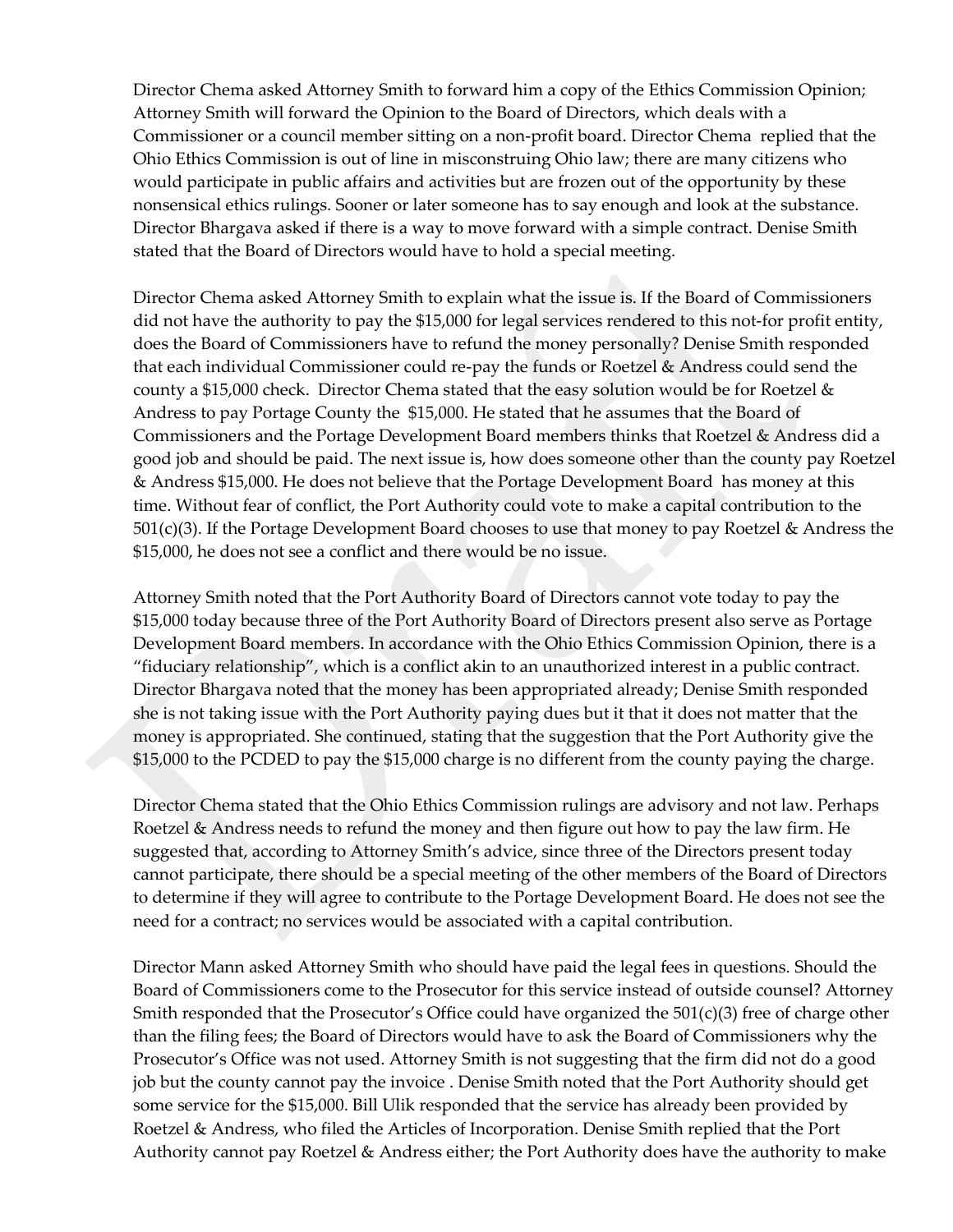Director Chema asked Attorney Smith to forward him a copy of the Ethics Commission Opinion; Attorney Smith will forward the Opinion to the Board of Directors, which deals with a Commissioner or a council member sitting on a non-profit board. Director Chema replied that the Ohio Ethics Commission is out of line in misconstruing Ohio law; there are many citizens who would participate in public affairs and activities but are frozen out of the opportunity by these nonsensical ethics rulings. Sooner or later someone has to say enough and look at the substance. Director Bhargava asked if there is a way to move forward with a simple contract. Denise Smith stated that the Board of Directors would have to hold a special meeting.

Director Chema asked Attorney Smith to explain what the issue is. If the Board of Commissioners did not have the authority to pay the $15,000 for legal services rendered to this not-for profit entity, does the Board of Commissioners have to refund the money personally? Denise Smith responded that each individual Commissioner could re-pay the funds or Roetzel & Andress could send the county a $15,000 check. Director Chema stated that the easy solution would be for Roetzel & Andress to pay Portage County the $15,000. He stated that he assumes that the Board of Commissioners and the Portage Development Board members thinks that Roetzel & Andress did a good job and should be paid. The next issue is, how does someone other than the county pay Roetzel & Andress $15,000. He does not believe that the Portage Development Board has money at this time. Without fear of conflict, the Port Authority could vote to make a capital contribution to the 501(c)(3). If the Portage Development Board chooses to use that money to pay Roetzel & Andress the $15,000, he does not see a conflict and there would be no issue.

Attorney Smith noted that the Port Authority Board of Directors cannot vote today to pay the $15,000 today because three of the Port Authority Board of Directors present also serve as Portage Development Board members. In accordance with the Ohio Ethics Commission Opinion, there is a "fiduciary relationship", which is a conflict akin to an unauthorized interest in a public contract. Director Bhargava noted that the money has been appropriated already; Denise Smith responded she is not taking issue with the Port Authority paying dues but it that it does not matter that the money is appropriated. She continued, stating that the suggestion that the Port Authority give the $15,000 to the PCDED to pay the $15,000 charge is no different from the county paying the charge.

Director Chema stated that the Ohio Ethics Commission rulings are advisory and not law. Perhaps Roetzel & Andress needs to refund the money and then figure out how to pay the law firm. He suggested that, according to Attorney Smith's advice, since three of the Directors present today cannot participate, there should be a special meeting of the other members of the Board of Directors to determine if they will agree to contribute to the Portage Development Board. He does not see the need for a contract; no services would be associated with a capital contribution.

Director Mann asked Attorney Smith who should have paid the legal fees in questions. Should the Board of Commissioners come to the Prosecutor for this service instead of outside counsel? Attorney Smith responded that the Prosecutor's Office could have organized the 501(c)(3) free of charge other than the filing fees; the Board of Directors would have to ask the Board of Commissioners why the Prosecutor's Office was not used. Attorney Smith is not suggesting that the firm did not do a good job but the county cannot pay the invoice . Denise Smith noted that the Port Authority should get some service for the $15,000. Bill Ulik responded that the service has already been provided by Roetzel & Andress, who filed the Articles of Incorporation. Denise Smith replied that the Port Authority cannot pay Roetzel & Andress either; the Port Authority does have the authority to make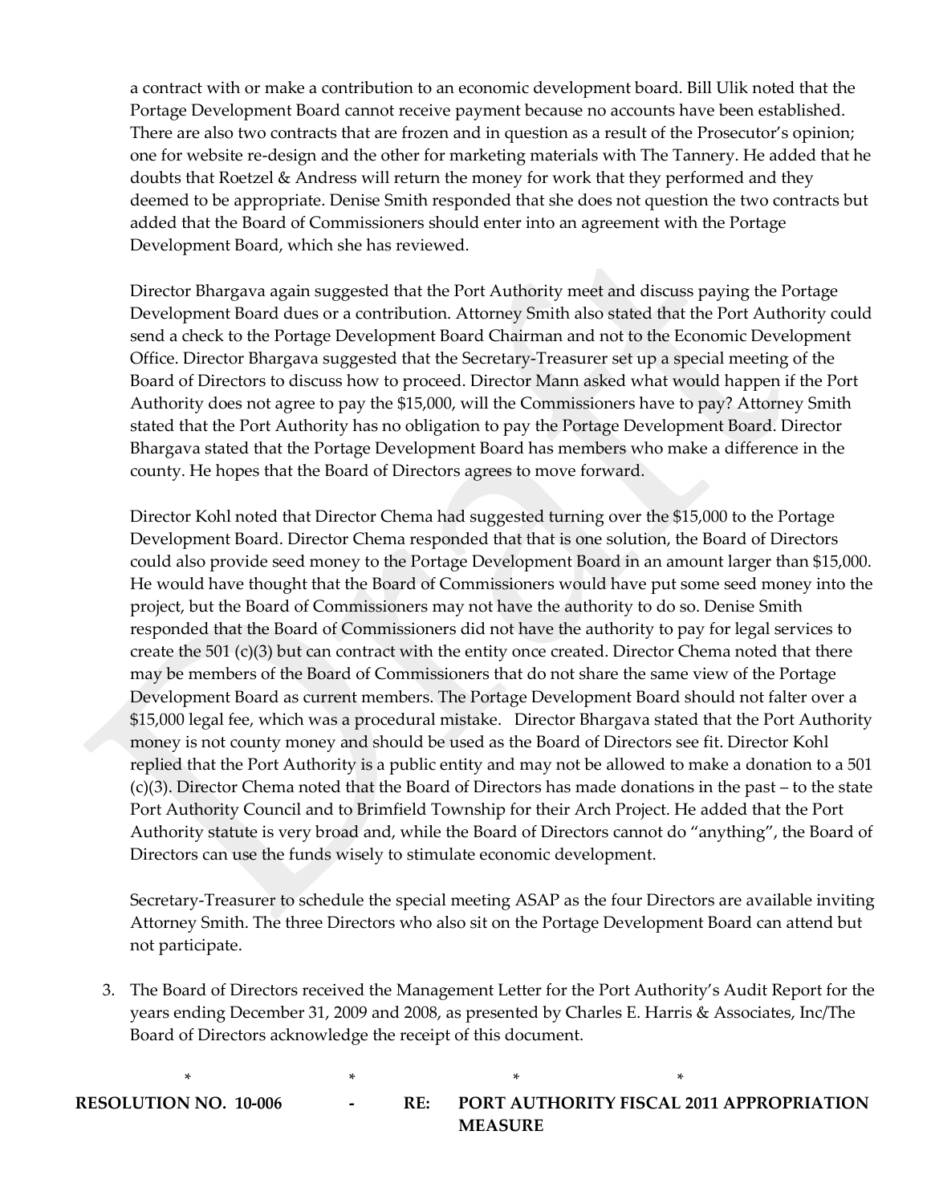a contract with or make a contribution to an economic development board. Bill Ulik noted that the Portage Development Board cannot receive payment because no accounts have been established. There are also two contracts that are frozen and in question as a result of the Prosecutor's opinion; one for website re-design and the other for marketing materials with The Tannery. He added that he doubts that Roetzel & Andress will return the money for work that they performed and they deemed to be appropriate. Denise Smith responded that she does not question the two contracts but added that the Board of Commissioners should enter into an agreement with the Portage Development Board, which she has reviewed.

Director Bhargava again suggested that the Port Authority meet and discuss paying the Portage Development Board dues or a contribution. Attorney Smith also stated that the Port Authority could send a check to the Portage Development Board Chairman and not to the Economic Development Office. Director Bhargava suggested that the Secretary-Treasurer set up a special meeting of the Board of Directors to discuss how to proceed. Director Mann asked what would happen if the Port Authority does not agree to pay the $15,000, will the Commissioners have to pay? Attorney Smith stated that the Port Authority has no obligation to pay the Portage Development Board. Director Bhargava stated that the Portage Development Board has members who make a difference in the county. He hopes that the Board of Directors agrees to move forward.

Director Kohl noted that Director Chema had suggested turning over the $15,000 to the Portage Development Board. Director Chema responded that that is one solution, the Board of Directors could also provide seed money to the Portage Development Board in an amount larger than $15,000. He would have thought that the Board of Commissioners would have put some seed money into the project, but the Board of Commissioners may not have the authority to do so. Denise Smith responded that the Board of Commissioners did not have the authority to pay for legal services to create the 501 (c)(3) but can contract with the entity once created. Director Chema noted that there may be members of the Board of Commissioners that do not share the same view of the Portage Development Board as current members. The Portage Development Board should not falter over a $15,000 legal fee, which was a procedural mistake. Director Bhargava stated that the Port Authority money is not county money and should be used as the Board of Directors see fit. Director Kohl replied that the Port Authority is a public entity and may not be allowed to make a donation to a 501 (c)(3). Director Chema noted that the Board of Directors has made donations in the past – to the state Port Authority Council and to Brimfield Township for their Arch Project. He added that the Port Authority statute is very broad and, while the Board of Directors cannot do "anything", the Board of Directors can use the funds wisely to stimulate economic development.

Secretary-Treasurer to schedule the special meeting ASAP as the four Directors are available inviting Attorney Smith. The three Directors who also sit on the Portage Development Board can attend but not participate.

3. The Board of Directors received the Management Letter for the Port Authority's Audit Report for the years ending December 31, 2009 and 2008, as presented by Charles E. Harris & Associates, Inc/The Board of Directors acknowledge the receipt of this document.

\* \* \* \*

**RESOLUTION NO. 10-006 - RE: PORT AUTHORITY FISCAL 2011 APPROPRIATION MEASURE**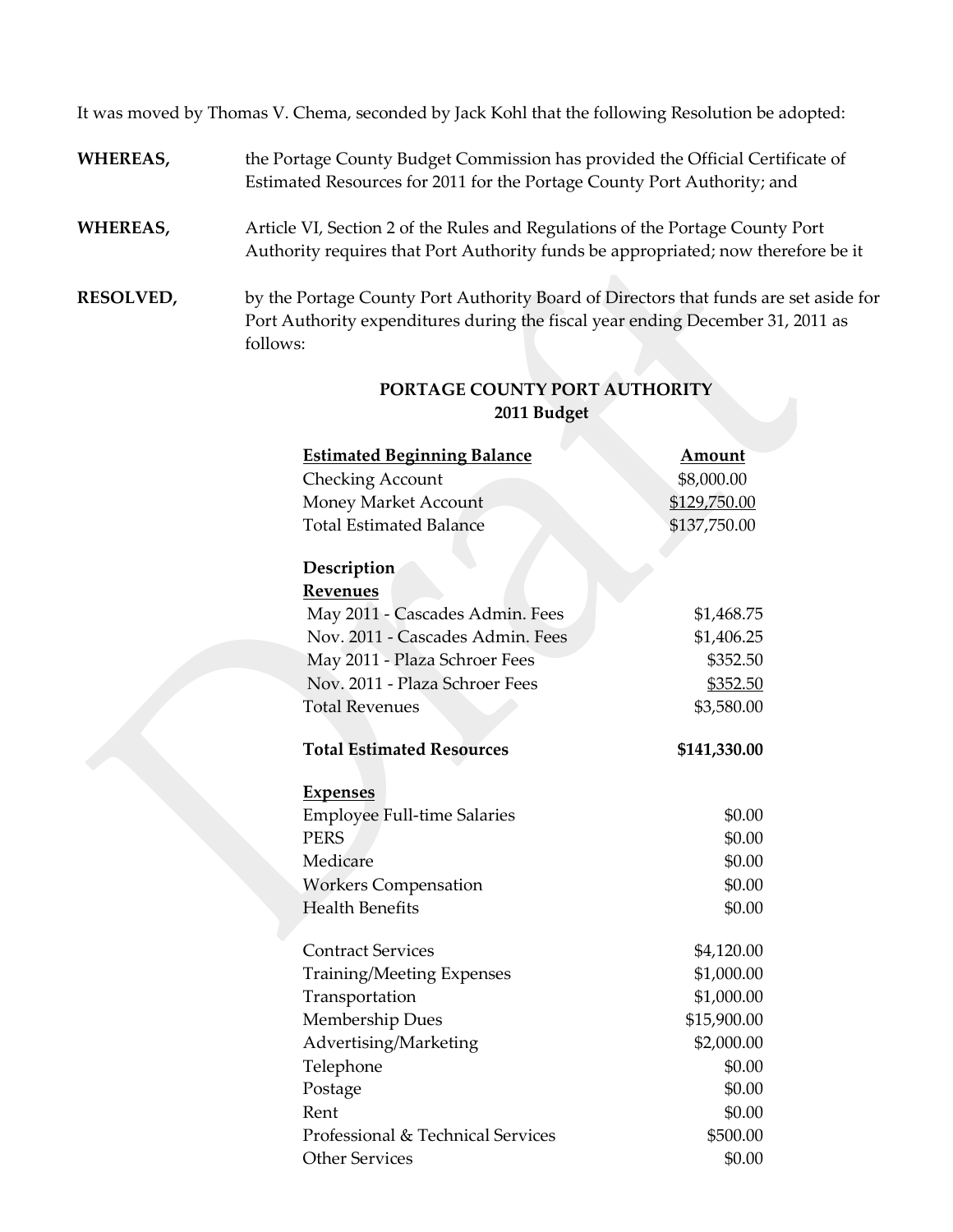It was moved by Thomas V. Chema, seconded by Jack Kohl that the following Resolution be adopted:

**WHEREAS,** the Portage County Budget Commission has provided the Official Certificate of Estimated Resources for 2011 for the Portage County Port Authority; and

**WHEREAS,** Article VI, Section 2 of the Rules and Regulations of the Portage County Port Authority requires that Port Authority funds be appropriated; now therefore be it

**RESOLVED,** by the Portage County Port Authority Board of Directors that funds are set aside for Port Authority expenditures during the fiscal year ending December 31, 2011 as follows:

**PORTAGE COUNTY PORT AUTHORITY**
**2011 Budget**

| Estimated Beginning Balance | Amount |
|---|---|
| Checking Account | $8,000.00 |
| Money Market Account | $129,750.00 |
| Total Estimated Balance | $137,750.00 |
| | |
| **Description** | |
| **Revenues** | |
| May 2011 - Cascades Admin. Fees | $1,468.75 |
| Nov. 2011 - Cascades Admin. Fees | $1,406.25 |
| May 2011 - Plaza Schroer Fees | $352.50 |
| Nov. 2011 - Plaza Schroer Fees | $352.50 |
| Total Revenues | $3,580.00 |
| | |
| **Total Estimated Resources** | **$141,330.00** |
| | |
| **Expenses** | |
| Employee Full-time Salaries | $0.00 |
| PERS | $0.00 |
| Medicare | $0.00 |
| Workers Compensation | $0.00 |
| Health Benefits | $0.00 |
| | |
| Contract Services | $4,120.00 |
| Training/Meeting Expenses | $1,000.00 |
| Transportation | $1,000.00 |
| Membership Dues | $15,900.00 |
| Advertising/Marketing | $2,000.00 |
| Telephone | $0.00 |
| Postage | $0.00 |
| Rent | $0.00 |
| Professional & Technical Services | $500.00 |
| Other Services | $0.00 |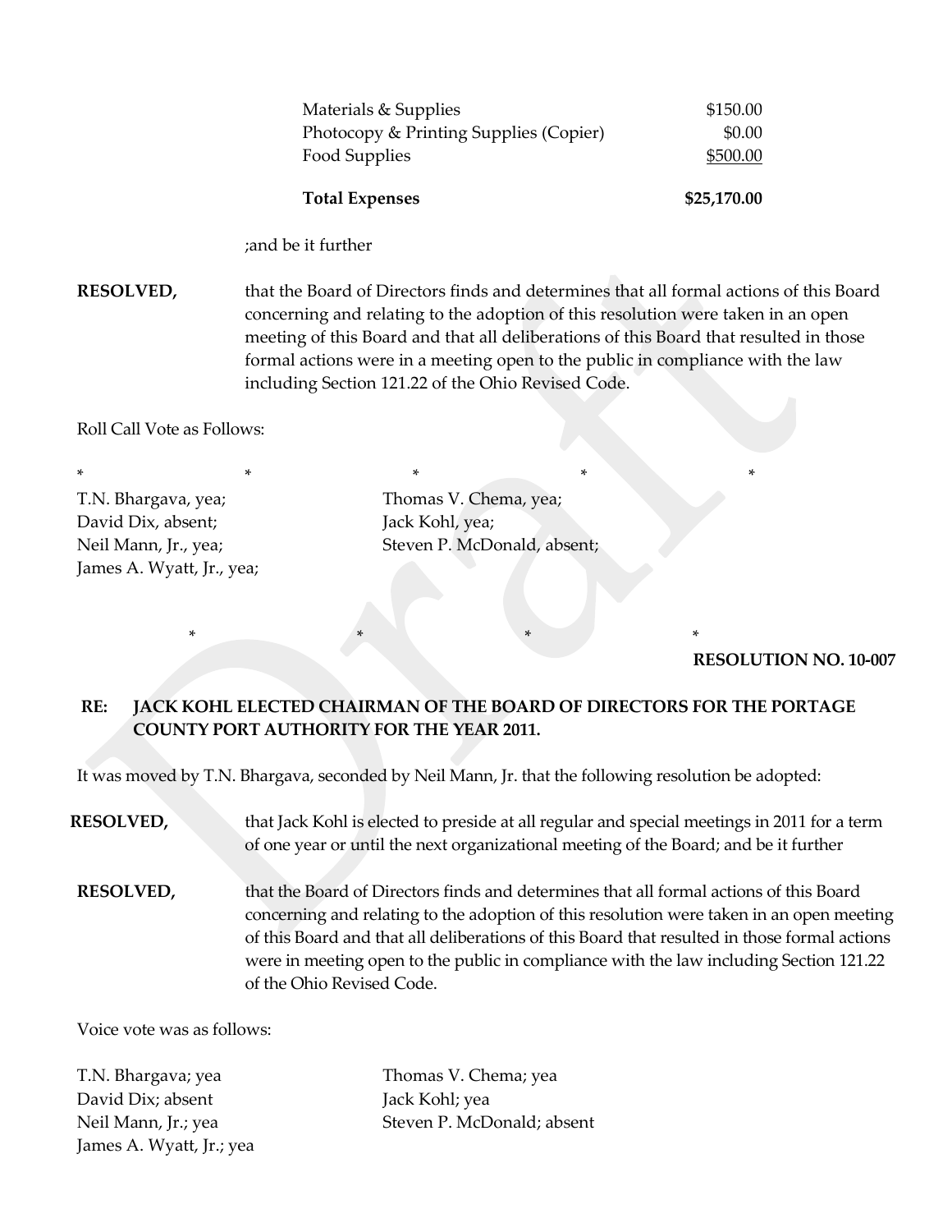| | |
|---|---|
| Materials & Supplies | $150.00 |
| Photocopy & Printing Supplies (Copier) | $0.00 |
| Food Supplies | $500.00 |
| **Total Expenses** | **$25,170.00** |

;and be it further

**RESOLVED,** that the Board of Directors finds and determines that all formal actions of this Board concerning and relating to the adoption of this resolution were taken in an open meeting of this Board and that all deliberations of this Board that resulted in those formal actions were in a meeting open to the public in compliance with the law including Section 121.22 of the Ohio Revised Code.

Roll Call Vote as Follows:

\* \* \* \* \*

T.N. Bhargava, yea;
Thomas V. Chema, yea;
David Dix, absent;
Jack Kohl, yea;
Neil Mann, Jr., yea;
Steven P. McDonald, absent;
James A. Wyatt, Jr., yea;

\* \* \* \*

**RESOLUTION NO. 10-007**

**RE: JACK KOHL ELECTED CHAIRMAN OF THE BOARD OF DIRECTORS FOR THE PORTAGE COUNTY PORT AUTHORITY FOR THE YEAR 2011.**

It was moved by T.N. Bhargava, seconded by Neil Mann, Jr. that the following resolution be adopted:

**RESOLVED,** that Jack Kohl is elected to preside at all regular and special meetings in 2011 for a term of one year or until the next organizational meeting of the Board; and be it further

**RESOLVED,** that the Board of Directors finds and determines that all formal actions of this Board concerning and relating to the adoption of this resolution were taken in an open meeting of this Board and that all deliberations of this Board that resulted in those formal actions were in meeting open to the public in compliance with the law including Section 121.22 of the Ohio Revised Code.

Voice vote was as follows:

T.N. Bhargava; yea
Thomas V. Chema; yea
David Dix; absent
Jack Kohl; yea
Neil Mann, Jr.; yea
Steven P. McDonald; absent
James A. Wyatt, Jr.; yea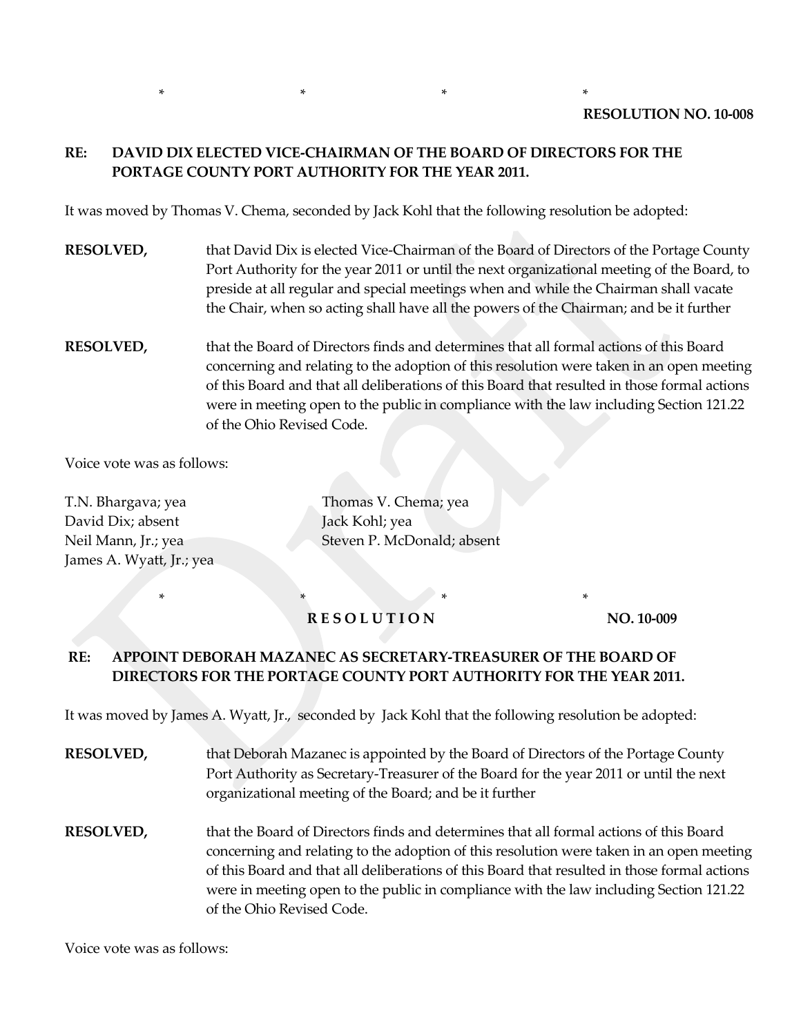\*                    \*                    \*                    \*

**RESOLUTION NO. 10-008**

**RE: DAVID DIX ELECTED VICE-CHAIRMAN OF THE BOARD OF DIRECTORS FOR THE PORTAGE COUNTY PORT AUTHORITY FOR THE YEAR 2011.**

It was moved by Thomas V. Chema, seconded by Jack Kohl that the following resolution be adopted:

**RESOLVED,** that David Dix is elected Vice-Chairman of the Board of Directors of the Portage County Port Authority for the year 2011 or until the next organizational meeting of the Board, to preside at all regular and special meetings when and while the Chairman shall vacate the Chair, when so acting shall have all the powers of the Chairman; and be it further

**RESOLVED,** that the Board of Directors finds and determines that all formal actions of this Board concerning and relating to the adoption of this resolution were taken in an open meeting of this Board and that all deliberations of this Board that resulted in those formal actions were in meeting open to the public in compliance with the law including Section 121.22 of the Ohio Revised Code.

Voice vote was as follows:

T.N. Bhargava; yea
Thomas V. Chema; yea
David Dix; absent
Jack Kohl; yea
Neil Mann, Jr.; yea
Steven P. McDonald; absent
James A. Wyatt, Jr.; yea

\*                    \*                    \*                    \*

**RESOLUTION NO. 10-009**

**RE: APPOINT DEBORAH MAZANEC AS SECRETARY-TREASURER OF THE BOARD OF DIRECTORS FOR THE PORTAGE COUNTY PORT AUTHORITY FOR THE YEAR 2011.**

It was moved by James A. Wyatt, Jr., seconded by Jack Kohl that the following resolution be adopted:

**RESOLVED,** that Deborah Mazanec is appointed by the Board of Directors of the Portage County Port Authority as Secretary-Treasurer of the Board for the year 2011 or until the next organizational meeting of the Board; and be it further

**RESOLVED,** that the Board of Directors finds and determines that all formal actions of this Board concerning and relating to the adoption of this resolution were taken in an open meeting of this Board and that all deliberations of this Board that resulted in those formal actions were in meeting open to the public in compliance with the law including Section 121.22 of the Ohio Revised Code.

Voice vote was as follows: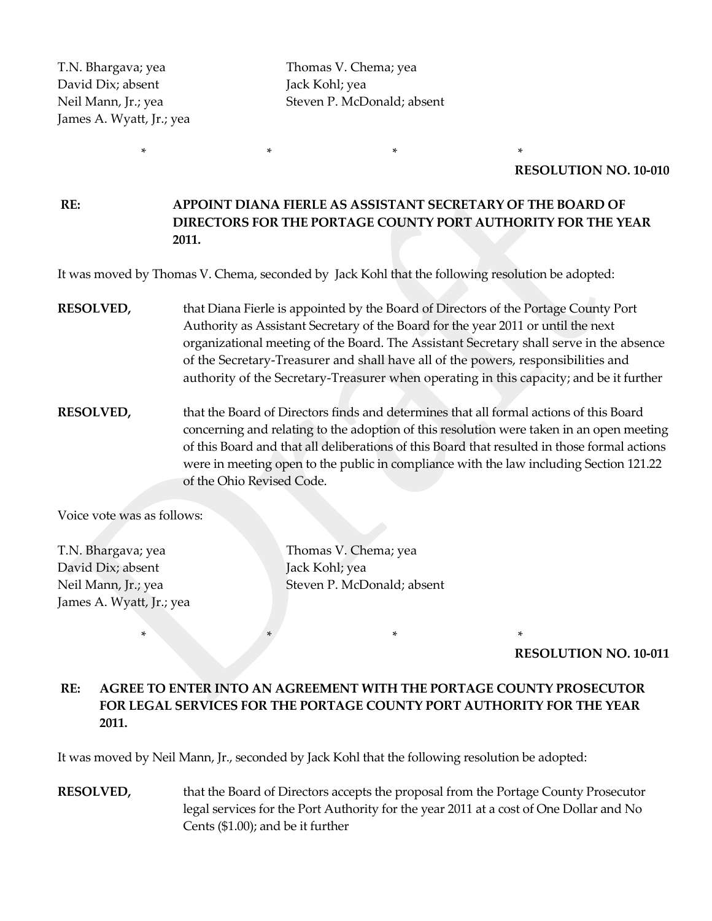T.N. Bhargava; yea
David Dix; absent
Neil Mann, Jr.; yea
James A. Wyatt, Jr.; yea
Thomas V. Chema; yea
Jack Kohl; yea
Steven P. McDonald; absent

\* \* \* \*

**RESOLUTION NO. 10-010**

**RE: APPOINT DIANA FIERLE AS ASSISTANT SECRETARY OF THE BOARD OF DIRECTORS FOR THE PORTAGE COUNTY PORT AUTHORITY FOR THE YEAR 2011.**

It was moved by Thomas V. Chema, seconded by Jack Kohl that the following resolution be adopted:

**RESOLVED,** that Diana Fierle is appointed by the Board of Directors of the Portage County Port Authority as Assistant Secretary of the Board for the year 2011 or until the next organizational meeting of the Board. The Assistant Secretary shall serve in the absence of the Secretary-Treasurer and shall have all of the powers, responsibilities and authority of the Secretary-Treasurer when operating in this capacity; and be it further

**RESOLVED,** that the Board of Directors finds and determines that all formal actions of this Board concerning and relating to the adoption of this resolution were taken in an open meeting of this Board and that all deliberations of this Board that resulted in those formal actions were in meeting open to the public in compliance with the law including Section 121.22 of the Ohio Revised Code.

Voice vote was as follows:

T.N. Bhargava; yea
David Dix; absent
Neil Mann, Jr.; yea
James A. Wyatt, Jr.; yea
Thomas V. Chema; yea
Jack Kohl; yea
Steven P. McDonald; absent

\* \* \* \*

**RESOLUTION NO. 10-011**

**RE: AGREE TO ENTER INTO AN AGREEMENT WITH THE PORTAGE COUNTY PROSECUTOR FOR LEGAL SERVICES FOR THE PORTAGE COUNTY PORT AUTHORITY FOR THE YEAR 2011.**

It was moved by Neil Mann, Jr., seconded by Jack Kohl that the following resolution be adopted:

**RESOLVED,** that the Board of Directors accepts the proposal from the Portage County Prosecutor legal services for the Port Authority for the year 2011 at a cost of One Dollar and No Cents ($1.00); and be it further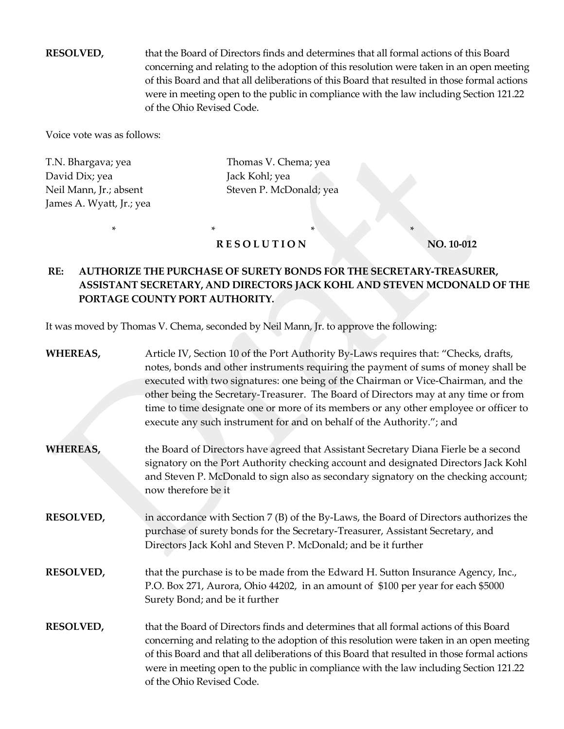**RESOLVED,** that the Board of Directors finds and determines that all formal actions of this Board concerning and relating to the adoption of this resolution were taken in an open meeting of this Board and that all deliberations of this Board that resulted in those formal actions were in meeting open to the public in compliance with the law including Section 121.22 of the Ohio Revised Code.

Voice vote was as follows:

T.N. Bhargava; yea
Thomas V. Chema; yea
David Dix; yea
Jack Kohl; yea
Neil Mann, Jr.; absent
Steven P. McDonald; yea
James A. Wyatt, Jr.; yea

\* \* \* \*

**R E S O L U T I O N** **NO. 10-012**

**RE: AUTHORIZE THE PURCHASE OF SURETY BONDS FOR THE SECRETARY-TREASURER, ASSISTANT SECRETARY, AND DIRECTORS JACK KOHL AND STEVEN MCDONALD OF THE PORTAGE COUNTY PORT AUTHORITY.**

It was moved by Thomas V. Chema, seconded by Neil Mann, Jr. to approve the following:

**WHEREAS,** Article IV, Section 10 of the Port Authority By-Laws requires that: "Checks, drafts, notes, bonds and other instruments requiring the payment of sums of money shall be executed with two signatures: one being of the Chairman or Vice-Chairman, and the other being the Secretary-Treasurer. The Board of Directors may at any time or from time to time designate one or more of its members or any other employee or officer to execute any such instrument for and on behalf of the Authority."; and

**WHEREAS,** the Board of Directors have agreed that Assistant Secretary Diana Fierle be a second signatory on the Port Authority checking account and designated Directors Jack Kohl and Steven P. McDonald to sign also as secondary signatory on the checking account; now therefore be it

**RESOLVED,** in accordance with Section 7 (B) of the By-Laws, the Board of Directors authorizes the purchase of surety bonds for the Secretary-Treasurer, Assistant Secretary, and Directors Jack Kohl and Steven P. McDonald; and be it further

**RESOLVED,** that the purchase is to be made from the Edward H. Sutton Insurance Agency, Inc., P.O. Box 271, Aurora, Ohio 44202, in an amount of $100 per year for each $5000 Surety Bond; and be it further

**RESOLVED,** that the Board of Directors finds and determines that all formal actions of this Board concerning and relating to the adoption of this resolution were taken in an open meeting of this Board and that all deliberations of this Board that resulted in those formal actions were in meeting open to the public in compliance with the law including Section 121.22 of the Ohio Revised Code.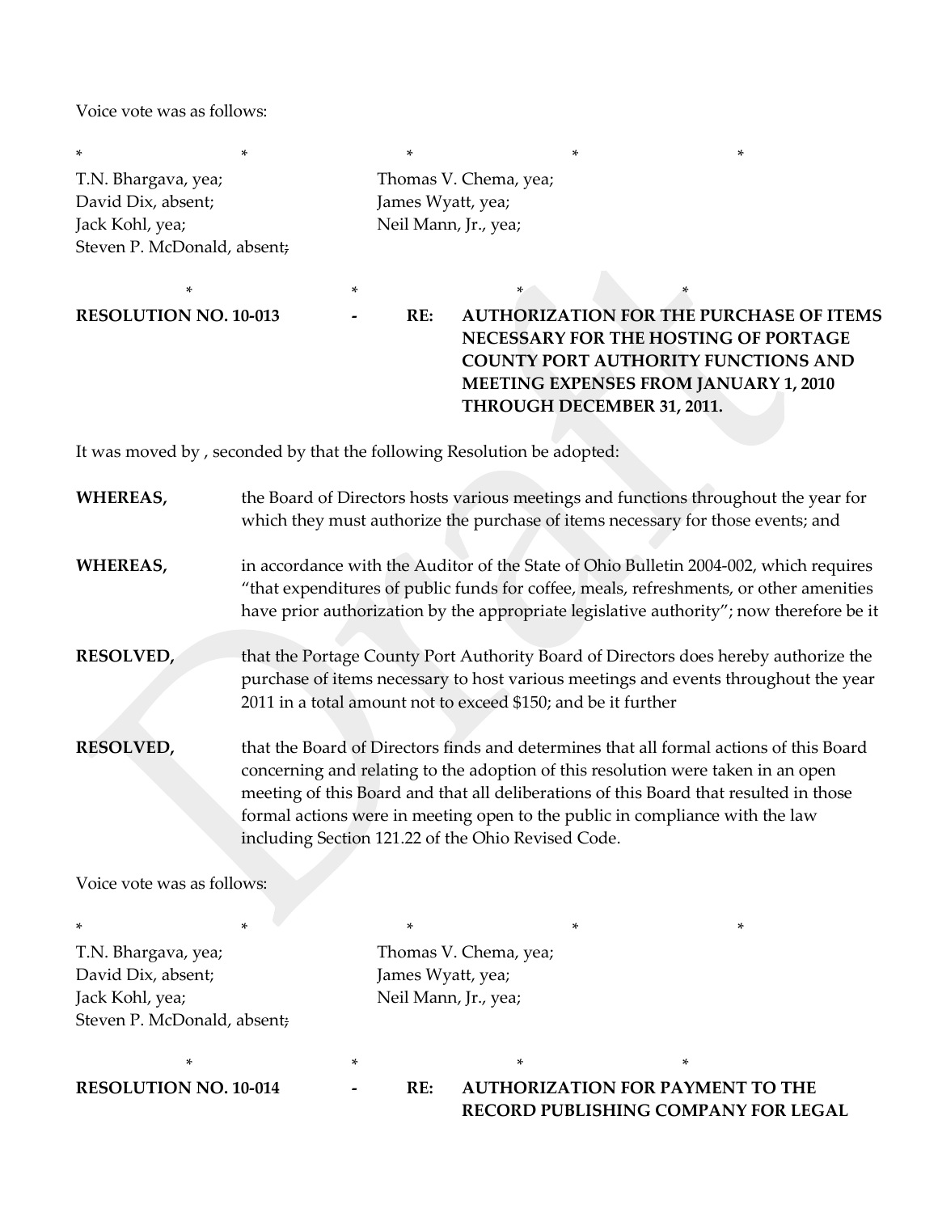Voice vote was as follows:

\*  \*  \*  \*  \*

| | |
|---|---|
| T.N. Bhargava, yea; | Thomas V. Chema, yea; |
| David Dix, absent; | James Wyatt, yea; |
| Jack Kohl, yea; | Neil Mann, Jr., yea; |
| Steven P. McDonald, absent; | |

\*  \*  \*  \*

**RESOLUTION NO. 10-013 - RE: AUTHORIZATION FOR THE PURCHASE OF ITEMS NECESSARY FOR THE HOSTING OF PORTAGE COUNTY PORT AUTHORITY FUNCTIONS AND MEETING EXPENSES FROM JANUARY 1, 2010 THROUGH DECEMBER 31, 2011.**

It was moved by , seconded by that the following Resolution be adopted:

**WHEREAS,** the Board of Directors hosts various meetings and functions throughout the year for which they must authorize the purchase of items necessary for those events; and

**WHEREAS,** in accordance with the Auditor of the State of Ohio Bulletin 2004-002, which requires "that expenditures of public funds for coffee, meals, refreshments, or other amenities have prior authorization by the appropriate legislative authority"; now therefore be it

**RESOLVED,** that the Portage County Port Authority Board of Directors does hereby authorize the purchase of items necessary to host various meetings and events throughout the year 2011 in a total amount not to exceed $150; and be it further

**RESOLVED,** that the Board of Directors finds and determines that all formal actions of this Board concerning and relating to the adoption of this resolution were taken in an open meeting of this Board and that all deliberations of this Board that resulted in those formal actions were in meeting open to the public in compliance with the law including Section 121.22 of the Ohio Revised Code.

Voice vote was as follows:

\*  \*  \*  \*  \*

| | |
|---|---|
| T.N. Bhargava, yea; | Thomas V. Chema, yea; |
| David Dix, absent; | James Wyatt, yea; |
| Jack Kohl, yea; | Neil Mann, Jr., yea; |
| Steven P. McDonald, absent; | |

\*  \*  \*  \*

**RESOLUTION NO. 10-014 - RE: AUTHORIZATION FOR PAYMENT TO THE RECORD PUBLISHING COMPANY FOR LEGAL**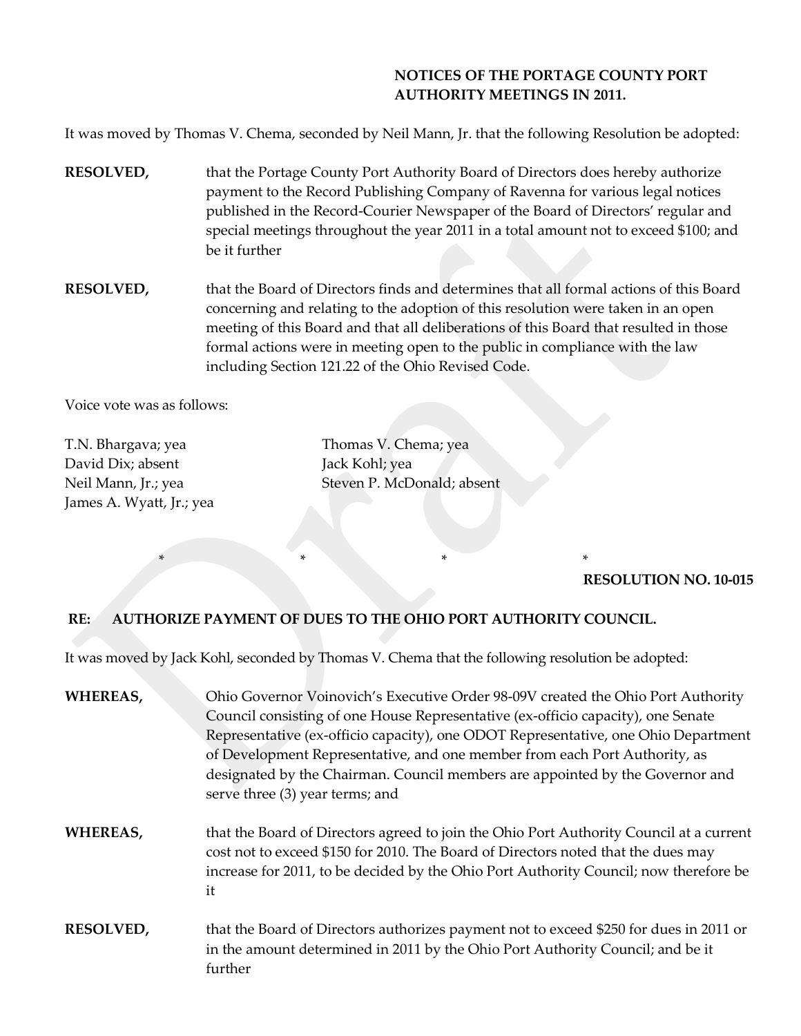**NOTICES OF THE PORTAGE COUNTY PORT AUTHORITY MEETINGS IN 2011.**

It was moved by Thomas V. Chema, seconded by Neil Mann, Jr. that the following Resolution be adopted:

**RESOLVED,** that the Portage County Port Authority Board of Directors does hereby authorize payment to the Record Publishing Company of Ravenna for various legal notices published in the Record-Courier Newspaper of the Board of Directors' regular and special meetings throughout the year 2011 in a total amount not to exceed $100; and be it further

**RESOLVED,** that the Board of Directors finds and determines that all formal actions of this Board concerning and relating to the adoption of this resolution were taken in an open meeting of this Board and that all deliberations of this Board that resulted in those formal actions were in meeting open to the public in compliance with the law including Section 121.22 of the Ohio Revised Code.

Voice vote was as follows:

T.N. Bhargava; yea
Thomas V. Chema; yea
David Dix; absent
Jack Kohl; yea
Neil Mann, Jr.; yea
Steven P. McDonald; absent
James A. Wyatt, Jr.; yea

\* \* \* \*

**RESOLUTION NO. 10-015**

**RE: AUTHORIZE PAYMENT OF DUES TO THE OHIO PORT AUTHORITY COUNCIL.**

It was moved by Jack Kohl, seconded by Thomas V. Chema that the following resolution be adopted:

**WHEREAS,** Ohio Governor Voinovich's Executive Order 98-09V created the Ohio Port Authority Council consisting of one House Representative (ex-officio capacity), one Senate Representative (ex-officio capacity), one ODOT Representative, one Ohio Department of Development Representative, and one member from each Port Authority, as designated by the Chairman. Council members are appointed by the Governor and serve three (3) year terms; and

**WHEREAS,** that the Board of Directors agreed to join the Ohio Port Authority Council at a current cost not to exceed $150 for 2010. The Board of Directors noted that the dues may increase for 2011, to be decided by the Ohio Port Authority Council; now therefore be it

**RESOLVED,** that the Board of Directors authorizes payment not to exceed $250 for dues in 2011 or in the amount determined in 2011 by the Ohio Port Authority Council; and be it further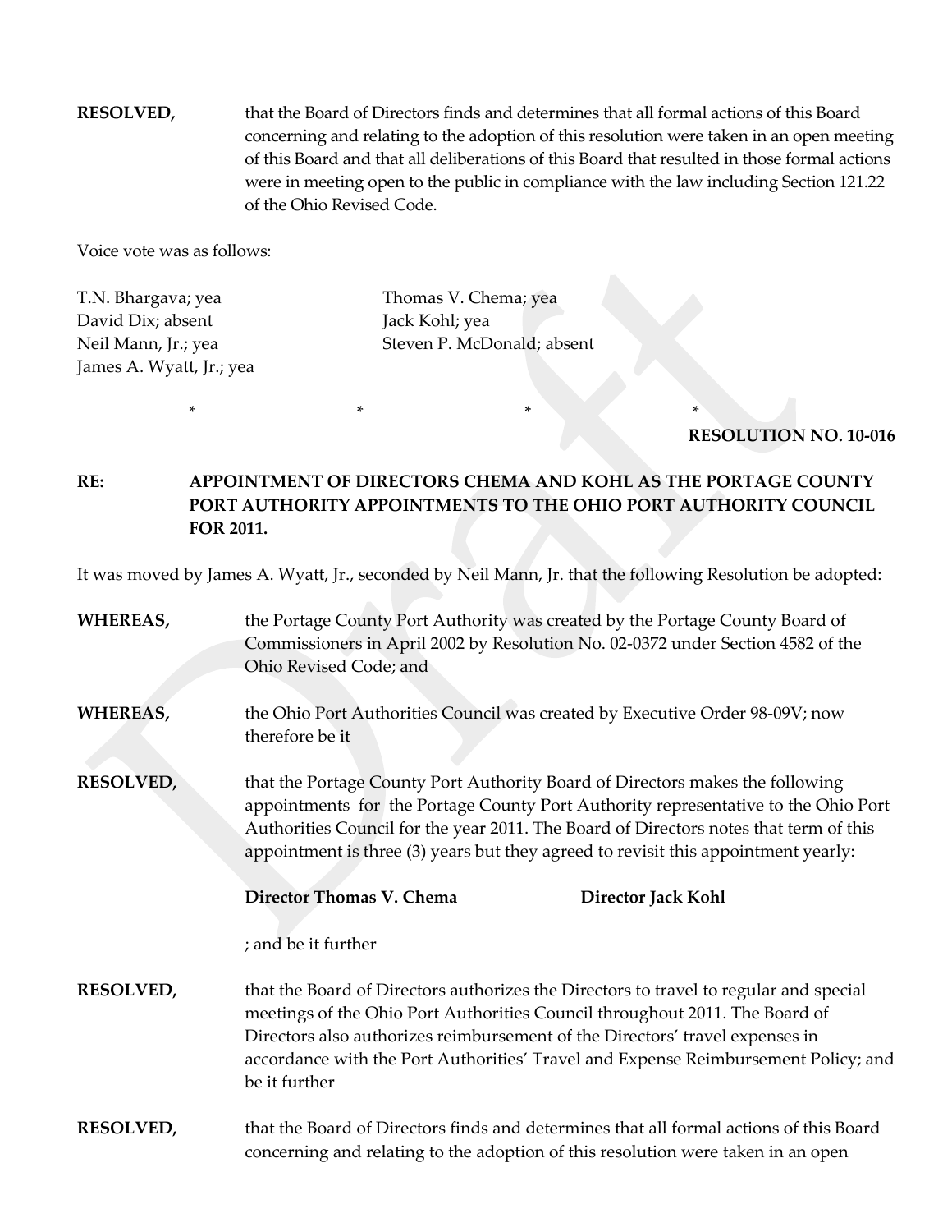**RESOLVED,** that the Board of Directors finds and determines that all formal actions of this Board concerning and relating to the adoption of this resolution were taken in an open meeting of this Board and that all deliberations of this Board that resulted in those formal actions were in meeting open to the public in compliance with the law including Section 121.22 of the Ohio Revised Code.

Voice vote was as follows:

T.N. Bhargava; yea
David Dix; absent
Neil Mann, Jr.; yea
James A. Wyatt, Jr.; yea
Thomas V. Chema; yea
Jack Kohl; yea
Steven P. McDonald; absent

\* \* \* \*

**RESOLUTION NO. 10-016**

**RE: APPOINTMENT OF DIRECTORS CHEMA AND KOHL AS THE PORTAGE COUNTY PORT AUTHORITY APPOINTMENTS TO THE OHIO PORT AUTHORITY COUNCIL FOR 2011.**

It was moved by James A. Wyatt, Jr., seconded by Neil Mann, Jr. that the following Resolution be adopted:

**WHEREAS,** the Portage County Port Authority was created by the Portage County Board of Commissioners in April 2002 by Resolution No. 02-0372 under Section 4582 of the Ohio Revised Code; and

**WHEREAS,** the Ohio Port Authorities Council was created by Executive Order 98-09V; now therefore be it

**RESOLVED,** that the Portage County Port Authority Board of Directors makes the following appointments for the Portage County Port Authority representative to the Ohio Port Authorities Council for the year 2011. The Board of Directors notes that term of this appointment is three (3) years but they agreed to revisit this appointment yearly:

**Director Thomas V. Chema** **Director Jack Kohl**

; and be it further

**RESOLVED,** that the Board of Directors authorizes the Directors to travel to regular and special meetings of the Ohio Port Authorities Council throughout 2011. The Board of Directors also authorizes reimbursement of the Directors' travel expenses in accordance with the Port Authorities' Travel and Expense Reimbursement Policy; and be it further

**RESOLVED,** that the Board of Directors finds and determines that all formal actions of this Board concerning and relating to the adoption of this resolution were taken in an open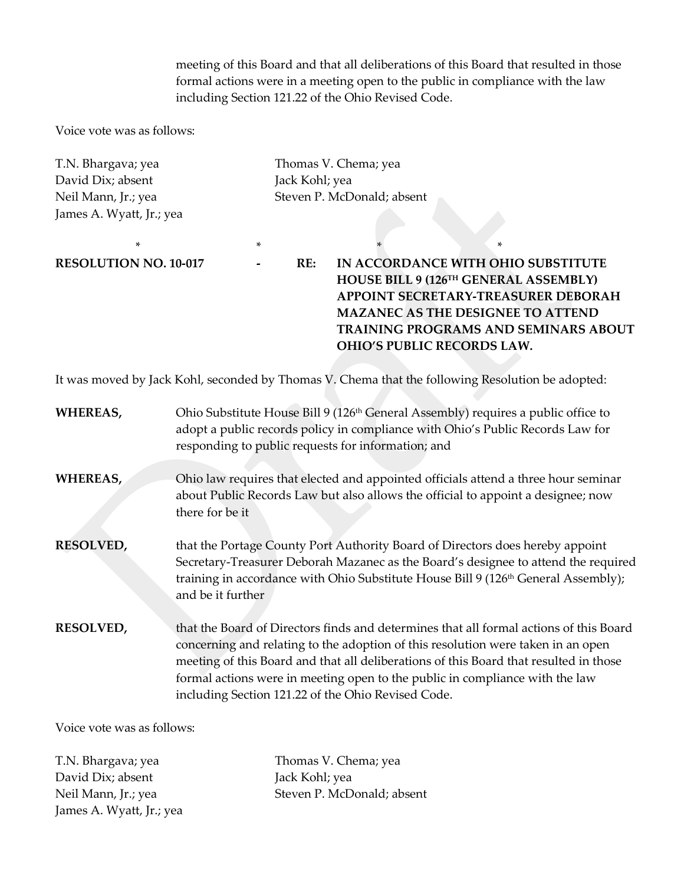meeting of this Board and that all deliberations of this Board that resulted in those formal actions were in a meeting open to the public in compliance with the law including Section 121.22 of the Ohio Revised Code.

Voice vote was as follows:

T.N. Bhargava; yea
Thomas V. Chema; yea
David Dix; absent
Jack Kohl; yea
Neil Mann, Jr.; yea
Steven P. McDonald; absent
James A. Wyatt, Jr.; yea

\* \* \* \*

**RESOLUTION NO. 10-017 - RE: IN ACCORDANCE WITH OHIO SUBSTITUTE HOUSE BILL 9 (126TH GENERAL ASSEMBLY) APPOINT SECRETARY-TREASURER DEBORAH MAZANEC AS THE DESIGNEE TO ATTEND TRAINING PROGRAMS AND SEMINARS ABOUT OHIO'S PUBLIC RECORDS LAW.**

It was moved by Jack Kohl, seconded by Thomas V. Chema that the following Resolution be adopted:

**WHEREAS,** Ohio Substitute House Bill 9 (126th General Assembly) requires a public office to adopt a public records policy in compliance with Ohio's Public Records Law for responding to public requests for information; and

**WHEREAS,** Ohio law requires that elected and appointed officials attend a three hour seminar about Public Records Law but also allows the official to appoint a designee; now there for be it

**RESOLVED,** that the Portage County Port Authority Board of Directors does hereby appoint Secretary-Treasurer Deborah Mazanec as the Board's designee to attend the required training in accordance with Ohio Substitute House Bill 9 (126th General Assembly); and be it further

**RESOLVED,** that the Board of Directors finds and determines that all formal actions of this Board concerning and relating to the adoption of this resolution were taken in an open meeting of this Board and that all deliberations of this Board that resulted in those formal actions were in meeting open to the public in compliance with the law including Section 121.22 of the Ohio Revised Code.

Voice vote was as follows:

T.N. Bhargava; yea
Thomas V. Chema; yea
David Dix; absent
Jack Kohl; yea
Neil Mann, Jr.; yea
Steven P. McDonald; absent
James A. Wyatt, Jr.; yea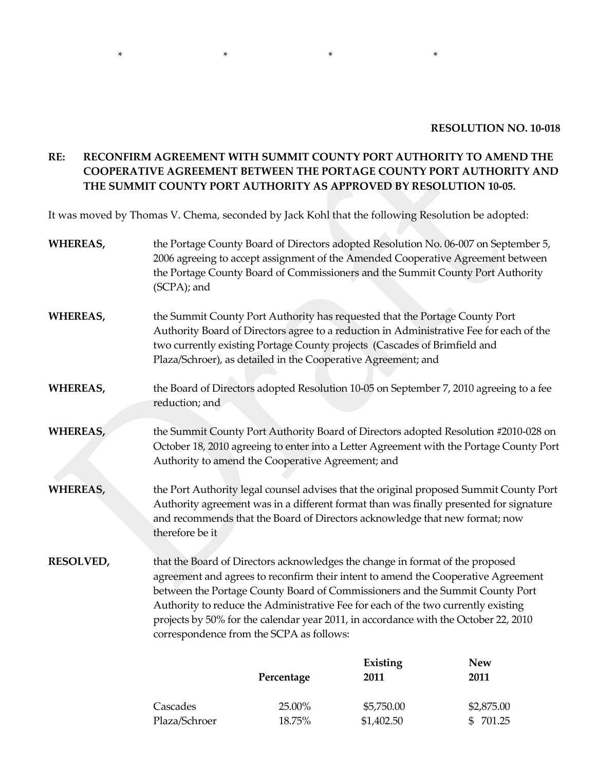\*                    \*                    \*                    \*

**RESOLUTION NO. 10-018**

**RE: RECONFIRM AGREEMENT WITH SUMMIT COUNTY PORT AUTHORITY TO AMEND THE COOPERATIVE AGREEMENT BETWEEN THE PORTAGE COUNTY PORT AUTHORITY AND THE SUMMIT COUNTY PORT AUTHORITY AS APPROVED BY RESOLUTION 10-05.**

It was moved by Thomas V. Chema, seconded by Jack Kohl that the following Resolution be adopted:

**WHEREAS,** the Portage County Board of Directors adopted Resolution No. 06-007 on September 5, 2006 agreeing to accept assignment of the Amended Cooperative Agreement between the Portage County Board of Commissioners and the Summit County Port Authority (SCPA); and

**WHEREAS,** the Summit County Port Authority has requested that the Portage County Port Authority Board of Directors agree to a reduction in Administrative Fee for each of the two currently existing Portage County projects (Cascades of Brimfield and Plaza/Schroer), as detailed in the Cooperative Agreement; and

**WHEREAS,** the Board of Directors adopted Resolution 10-05 on September 7, 2010 agreeing to a fee reduction; and

**WHEREAS,** the Summit County Port Authority Board of Directors adopted Resolution #2010-028 on October 18, 2010 agreeing to enter into a Letter Agreement with the Portage County Port Authority to amend the Cooperative Agreement; and

**WHEREAS,** the Port Authority legal counsel advises that the original proposed Summit County Port Authority agreement was in a different format than was finally presented for signature and recommends that the Board of Directors acknowledge that new format; now therefore be it

**RESOLVED,** that the Board of Directors acknowledges the change in format of the proposed agreement and agrees to reconfirm their intent to amend the Cooperative Agreement between the Portage County Board of Commissioners and the Summit County Port Authority to reduce the Administrative Fee for each of the two currently existing projects by 50% for the calendar year 2011, in accordance with the October 22, 2010 correspondence from the SCPA as follows:

| | Percentage | Existing 2011 | New 2011 |
|---|---|---|---|
| Cascades | 25.00% | $5,750.00 | $2,875.00 |
| Plaza/Schroer | 18.75% | $1,402.50 | $ 701.25 |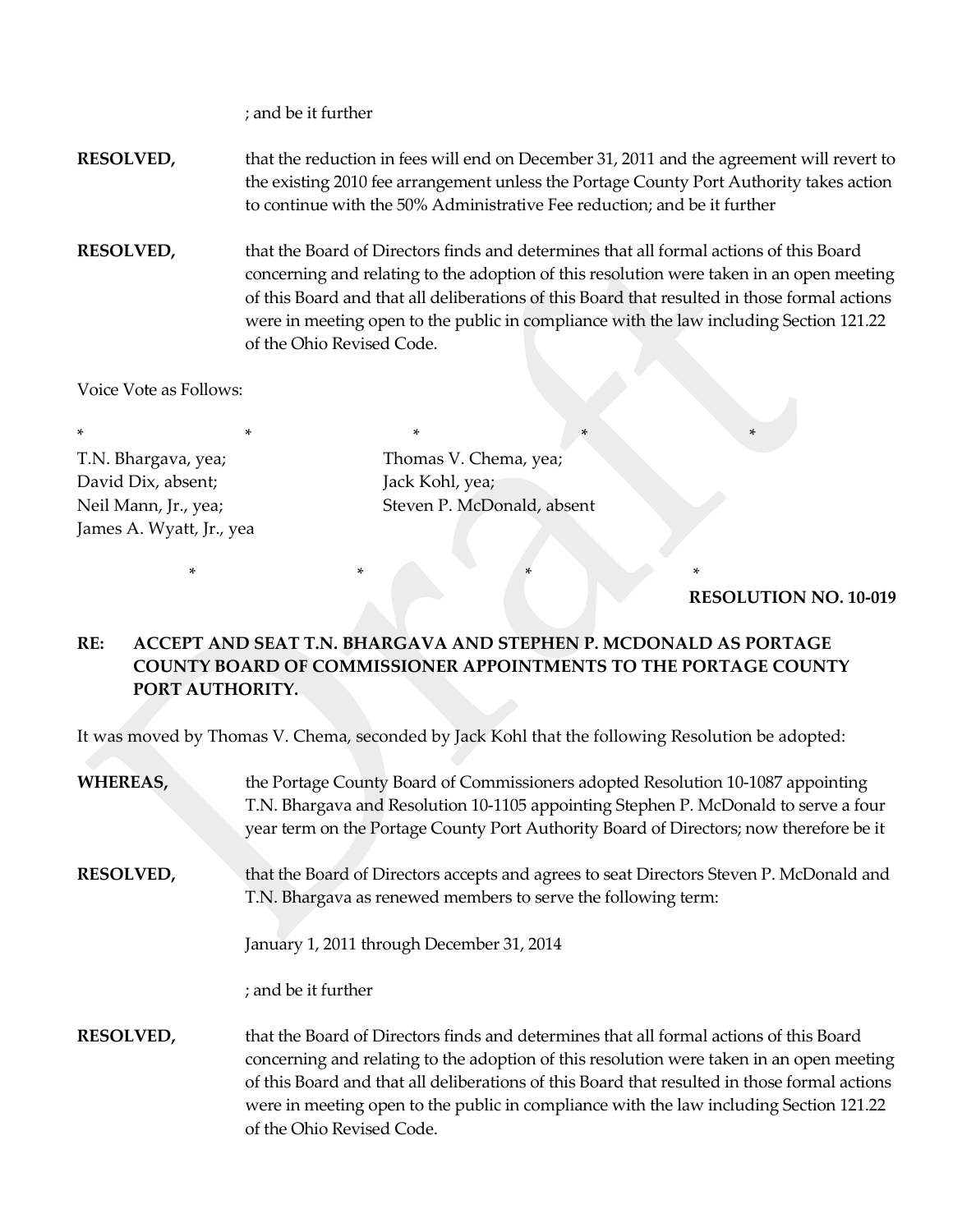; and be it further

**RESOLVED,** that the reduction in fees will end on December 31, 2011 and the agreement will revert to the existing 2010 fee arrangement unless the Portage County Port Authority takes action to continue with the 50% Administrative Fee reduction; and be it further

**RESOLVED,** that the Board of Directors finds and determines that all formal actions of this Board concerning and relating to the adoption of this resolution were taken in an open meeting of this Board and that all deliberations of this Board that resulted in those formal actions were in meeting open to the public in compliance with the law including Section 121.22 of the Ohio Revised Code.

Voice Vote as Follows:

\*   \*   \*   \*   \*

T.N. Bhargava, yea;  
David Dix, absent;  
Neil Mann, Jr., yea;  
James A. Wyatt, Jr., yea  
Thomas V. Chema, yea;  
Jack Kohl, yea;  
Steven P. McDonald, absent

\*   \*   \*   \*

**RESOLUTION NO. 10-019**

**RE: ACCEPT AND SEAT T.N. BHARGAVA AND STEPHEN P. MCDONALD AS PORTAGE COUNTY BOARD OF COMMISSIONER APPOINTMENTS TO THE PORTAGE COUNTY PORT AUTHORITY.**

It was moved by Thomas V. Chema, seconded by Jack Kohl that the following Resolution be adopted:

**WHEREAS,** the Portage County Board of Commissioners adopted Resolution 10-1087 appointing T.N. Bhargava and Resolution 10-1105 appointing Stephen P. McDonald to serve a four year term on the Portage County Port Authority Board of Directors; now therefore be it

**RESOLVED,** that the Board of Directors accepts and agrees to seat Directors Steven P. McDonald and T.N. Bhargava as renewed members to serve the following term:

January 1, 2011 through December 31, 2014

; and be it further

**RESOLVED,** that the Board of Directors finds and determines that all formal actions of this Board concerning and relating to the adoption of this resolution were taken in an open meeting of this Board and that all deliberations of this Board that resulted in those formal actions were in meeting open to the public in compliance with the law including Section 121.22 of the Ohio Revised Code.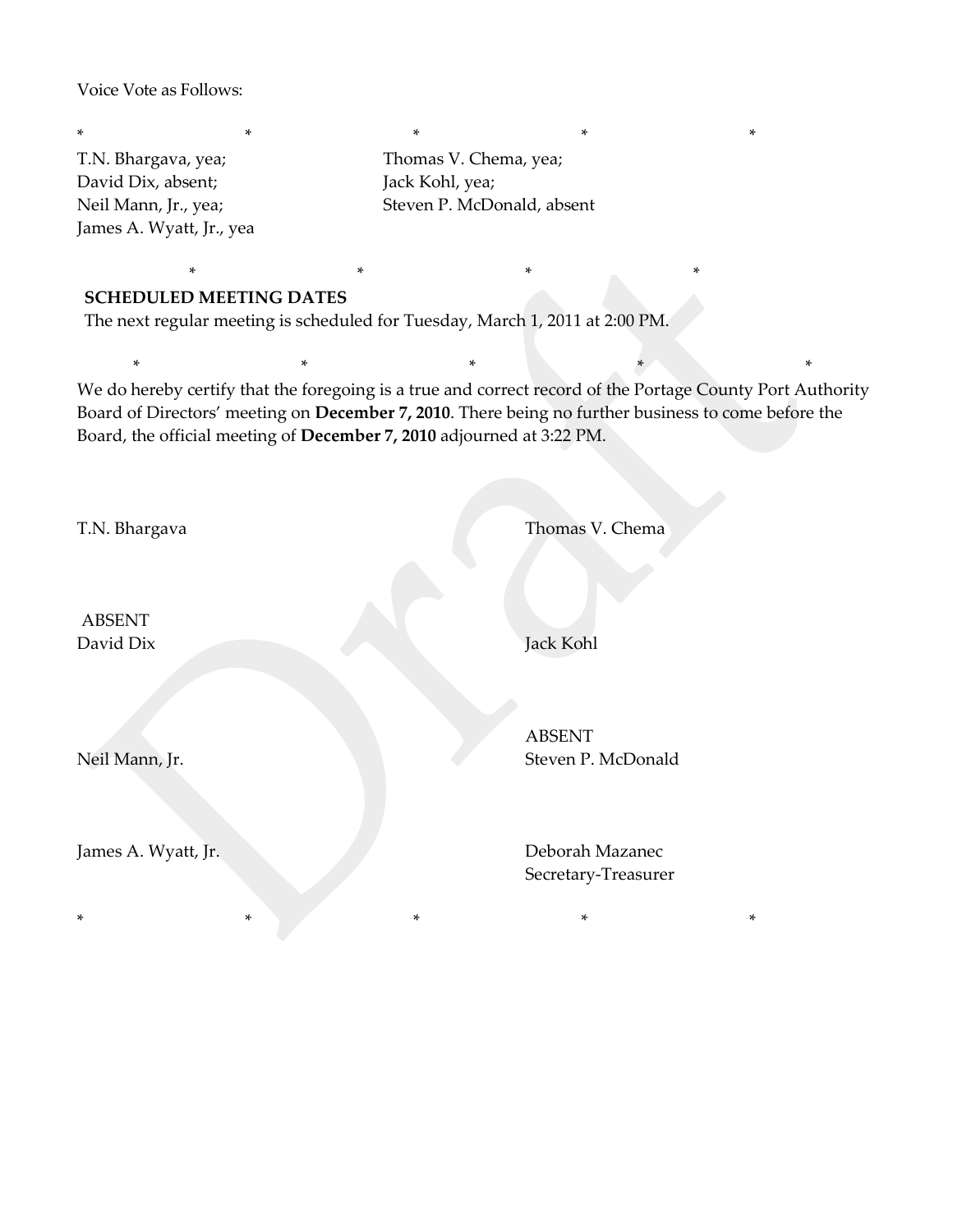Voice Vote as Follows:

\*      \*      \*      \*      \*

T.N. Bhargava, yea;
Thomas V. Chema, yea;
David Dix, absent;
Jack Kohl, yea;
Neil Mann, Jr., yea;
Steven P. McDonald, absent
James A. Wyatt, Jr., yea

\*      \*      \*      \*

**SCHEDULED MEETING DATES**

The next regular meeting is scheduled for Tuesday, March 1, 2011 at 2:00 PM.

\*      \*      \*      \*      \*

We do hereby certify that the foregoing is a true and correct record of the Portage County Port Authority Board of Directors' meeting on **December 7, 2010**. There being no further business to come before the Board, the official meeting of **December 7, 2010** adjourned at 3:22 PM.

T.N. Bhargava

Thomas V. Chema

ABSENT
David Dix

Jack Kohl

Neil Mann, Jr.

ABSENT
Steven P. McDonald

James A. Wyatt, Jr.

Deborah Mazanec
Secretary-Treasurer

\*      \*      \*      \*      \*